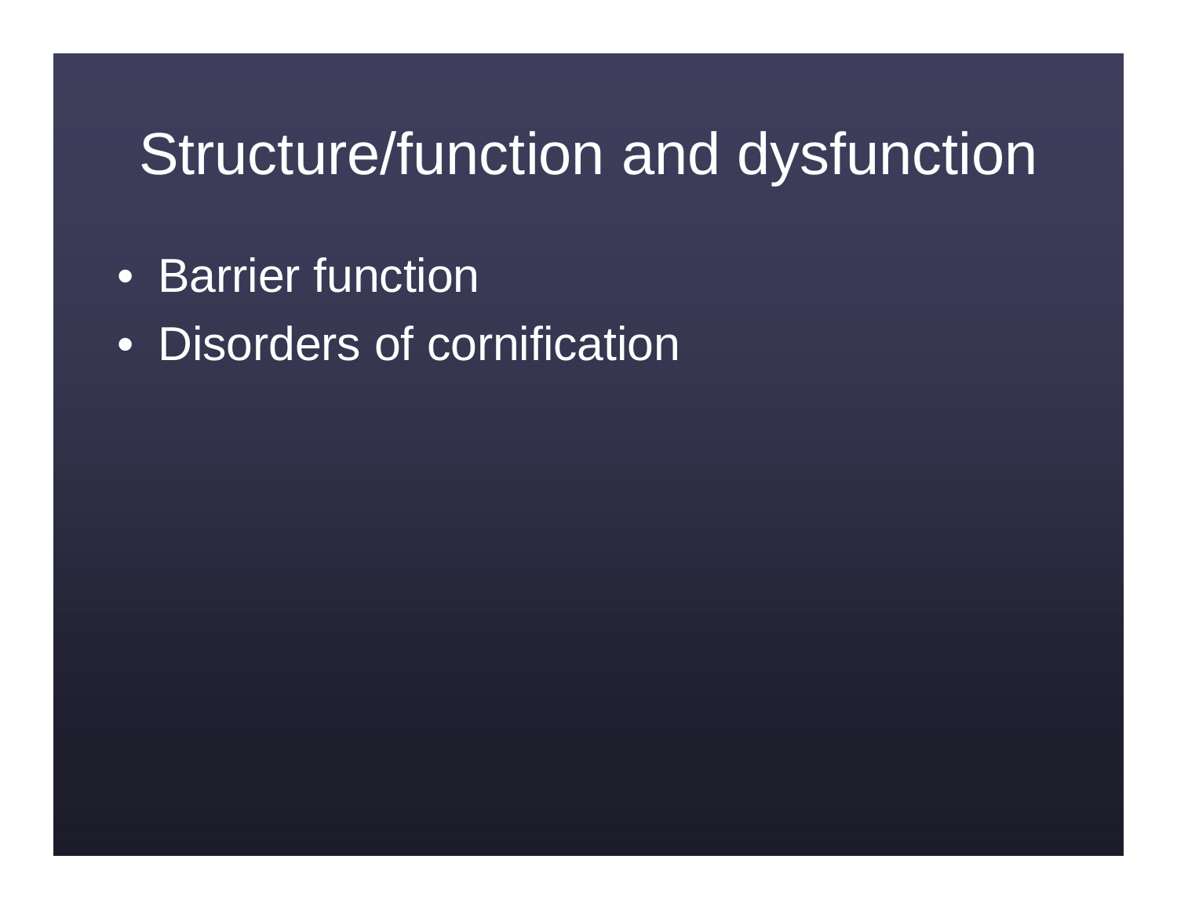# Structure/function and dysfunction

- Barrier function
- Disorders of cornification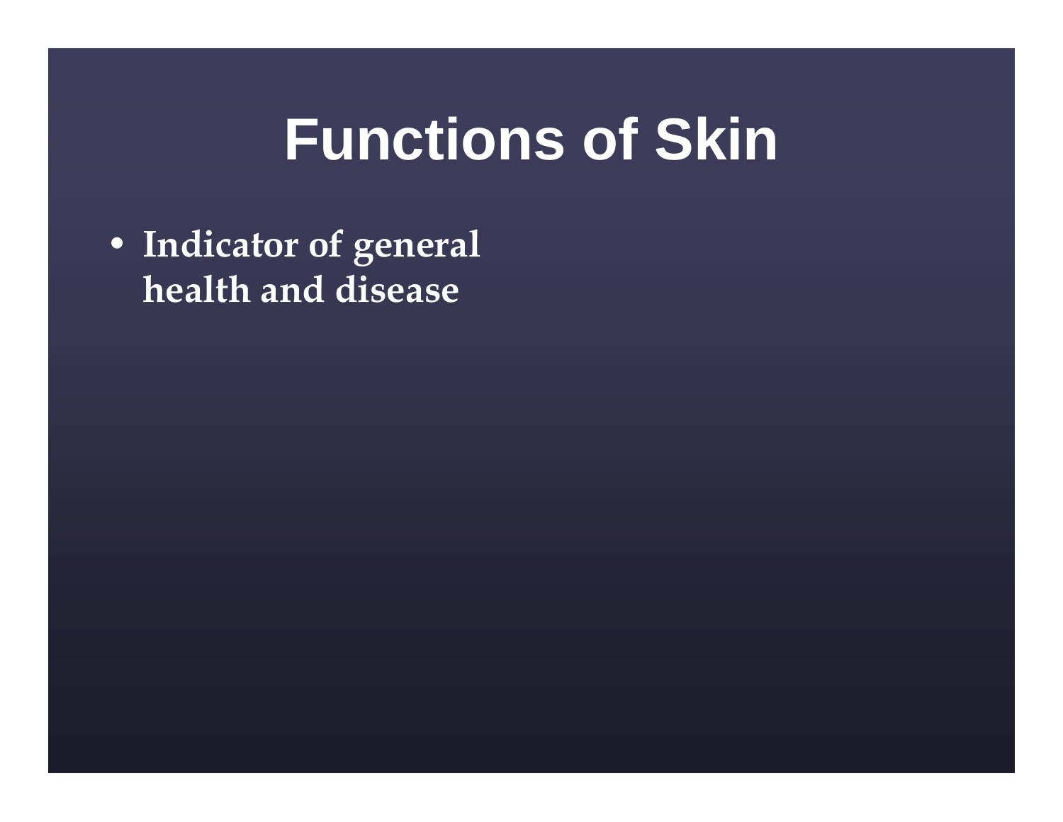# Functions of Skin

- **Indicator of general health and disease**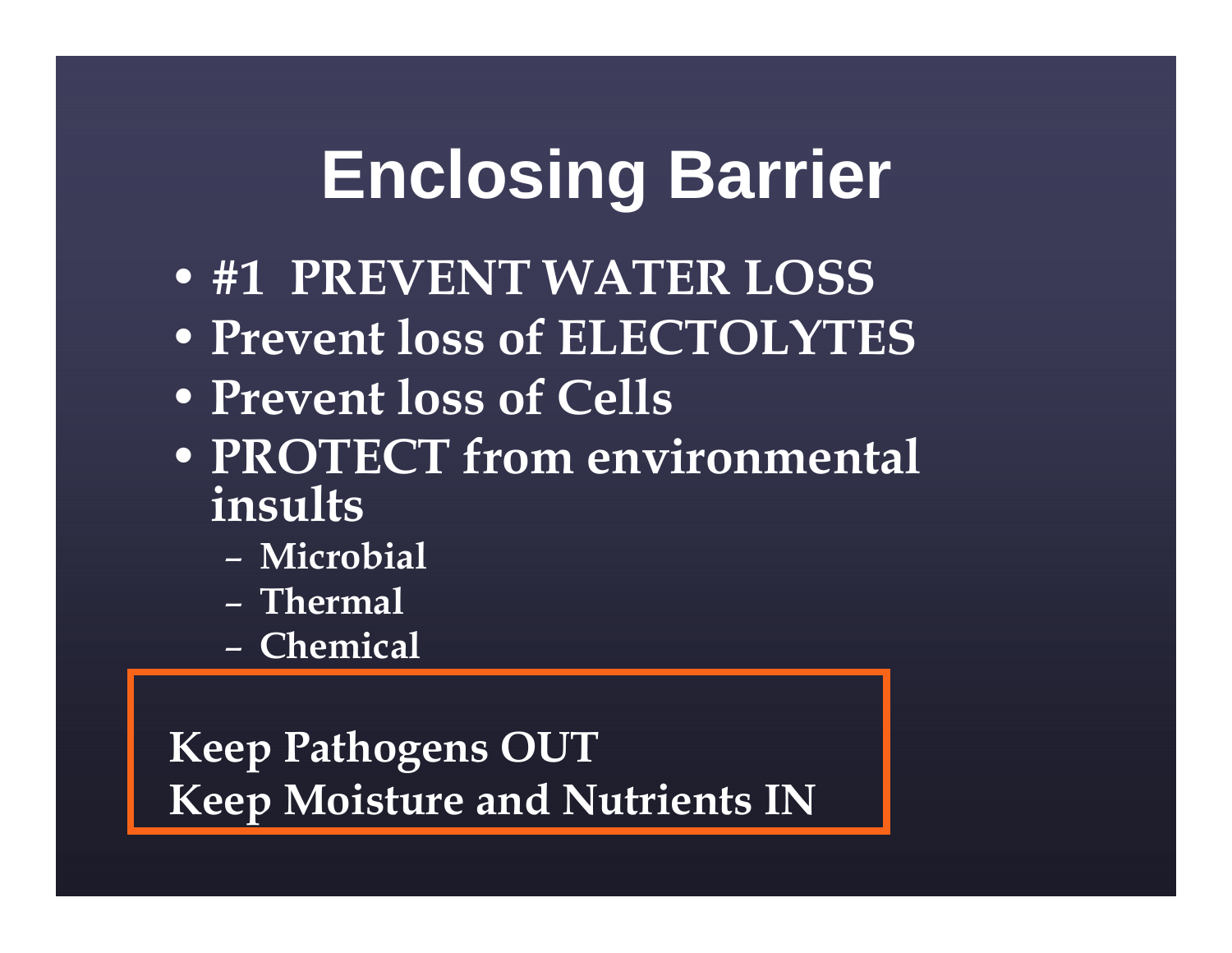# Enclosing Barrier

- **#1 PREVENT WATER LOSS**
- **Prevent loss of ELECTOLYTES**
- **Prevent loss of Cells**
- **PROTECT from environmental insults**
  - **Microbial**
  - **Thermal**
  - **Chemical**

**Keep Pathogens OUT**
**Keep Moisture and Nutrients IN**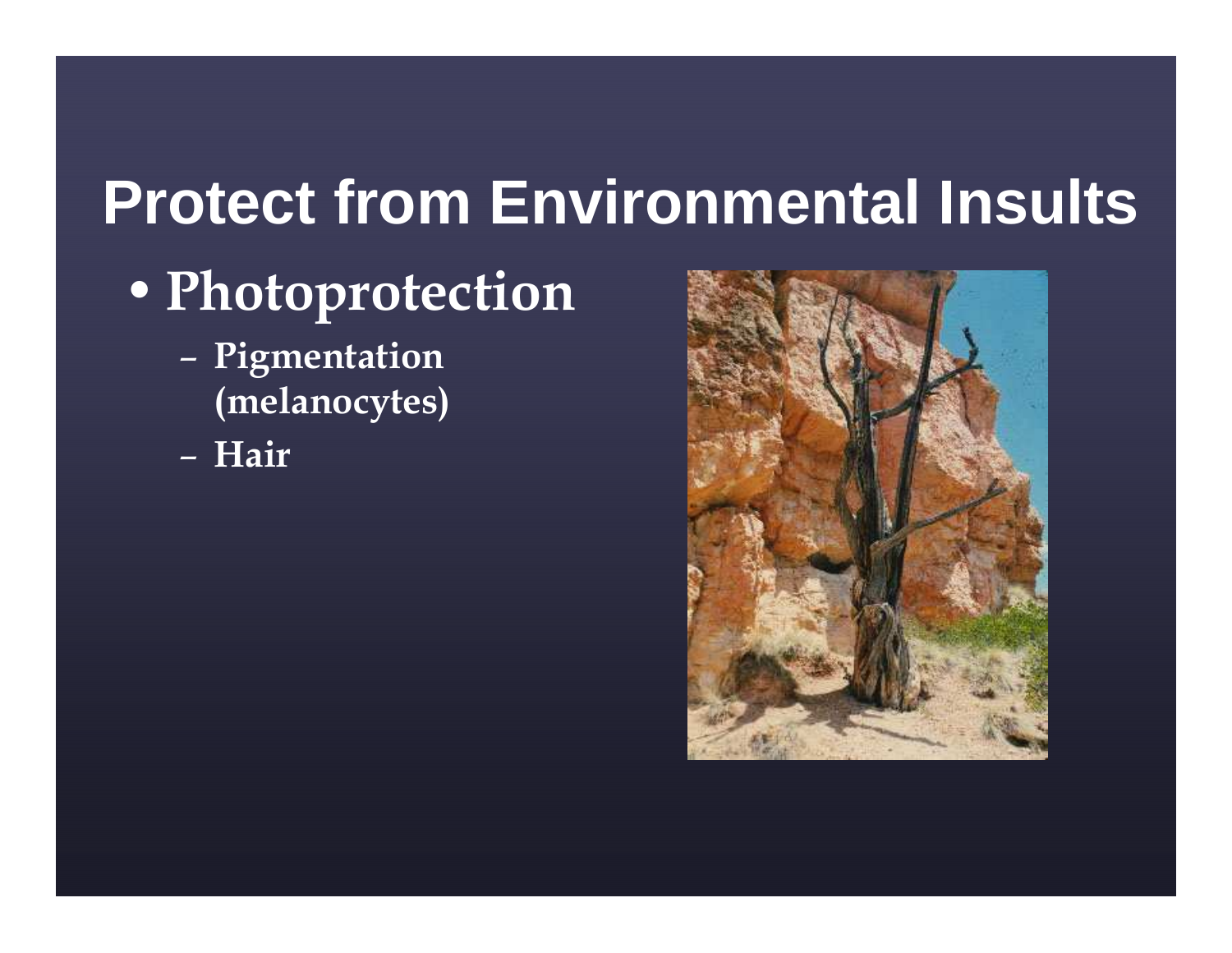# Protect from Environmental Insults

- Photoprotection
  - Pigmentation (melanocytes)
  - Hair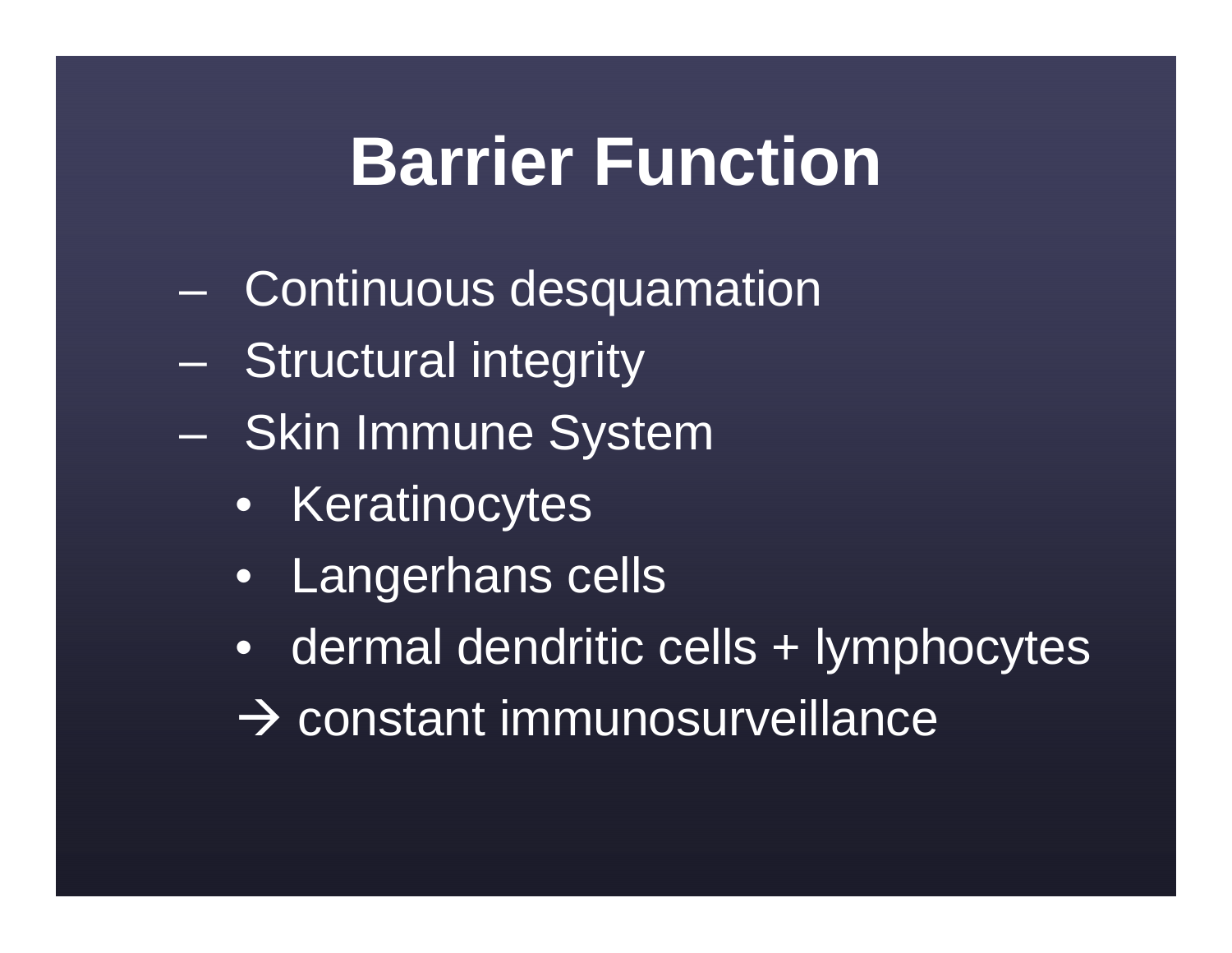# Barrier Function

- Continuous desquamation
- Structural integrity
- Skin Immune System
  - Keratinocytes
  - Langerhans cells
  - dermal dendritic cells + lymphocytes

  → constant immunosurveillance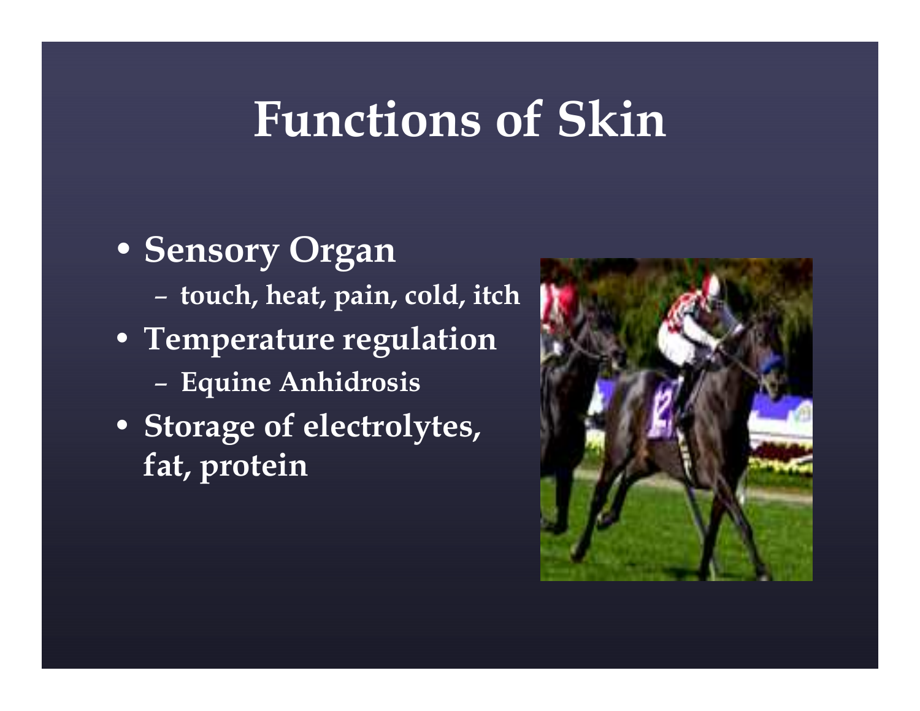# Functions of Skin

- **Sensory Organ**
  - touch, heat, pain, cold, itch
- **Temperature regulation**
  - Equine Anhidrosis
- **Storage of electrolytes, fat, protein**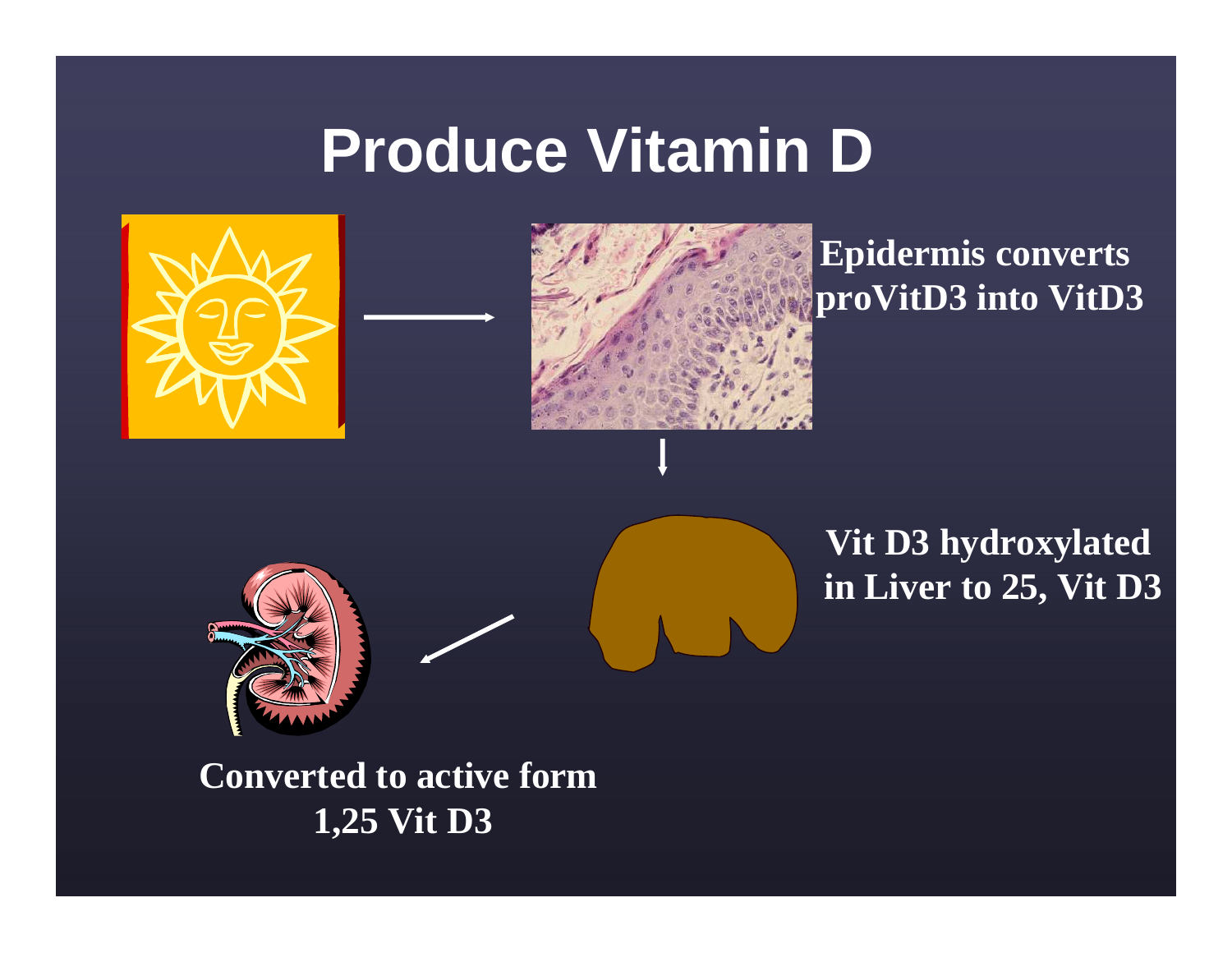# Produce Vitamin D

**Epidermis converts proVitD3 into VitD3**

**Vit D3 hydroxylated in Liver to 25, Vit D3**

**Converted to active form 1,25 Vit D3**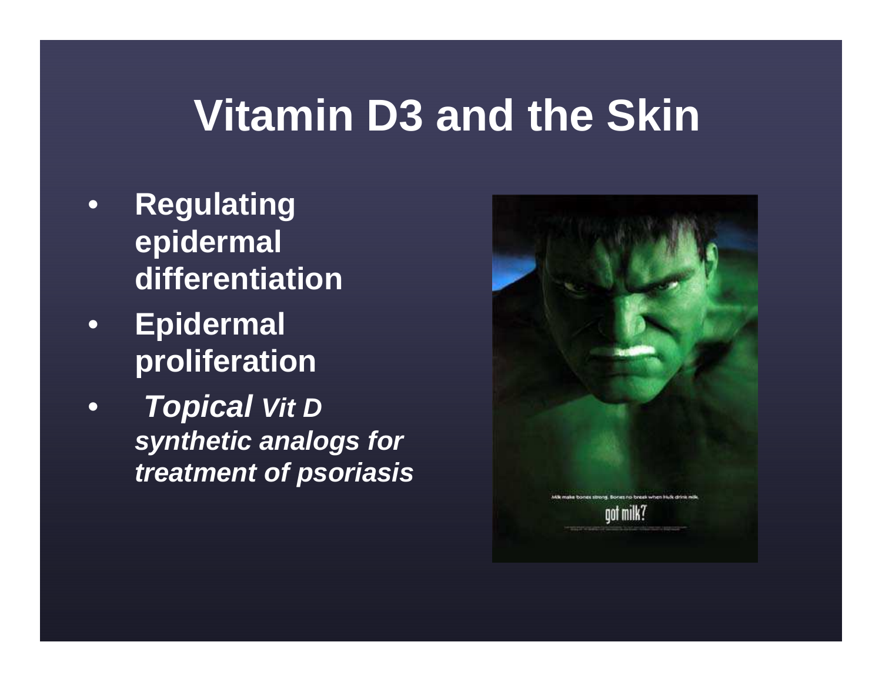# Vitamin D3 and the Skin

- **Regulating epidermal differentiation**
- **Epidermal proliferation**
- ***Topical Vit D synthetic analogs for treatment of psoriasis***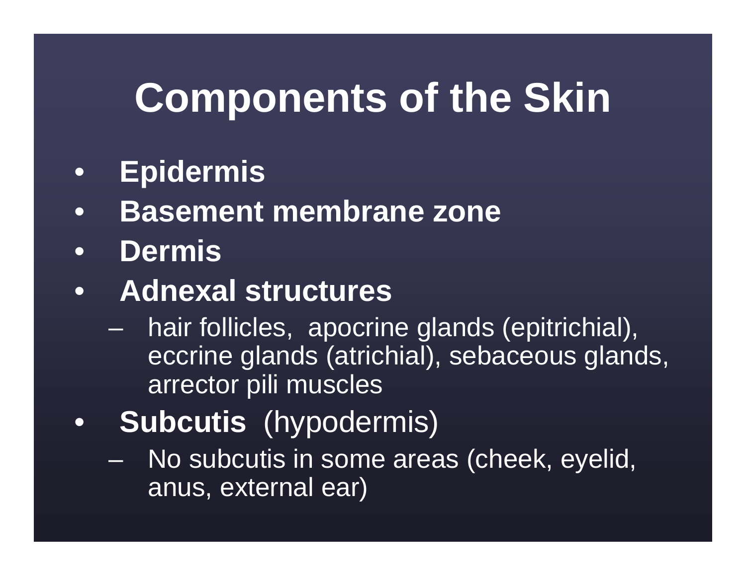# Components of the Skin

- **Epidermis**
- **Basement membrane zone**
- **Dermis**
- **Adnexal structures**
  - hair follicles, apocrine glands (epitrichial), eccrine glands (atrichial), sebaceous glands, arrector pili muscles
- **Subcutis** (hypodermis)
  - No subcutis in some areas (cheek, eyelid, anus, external ear)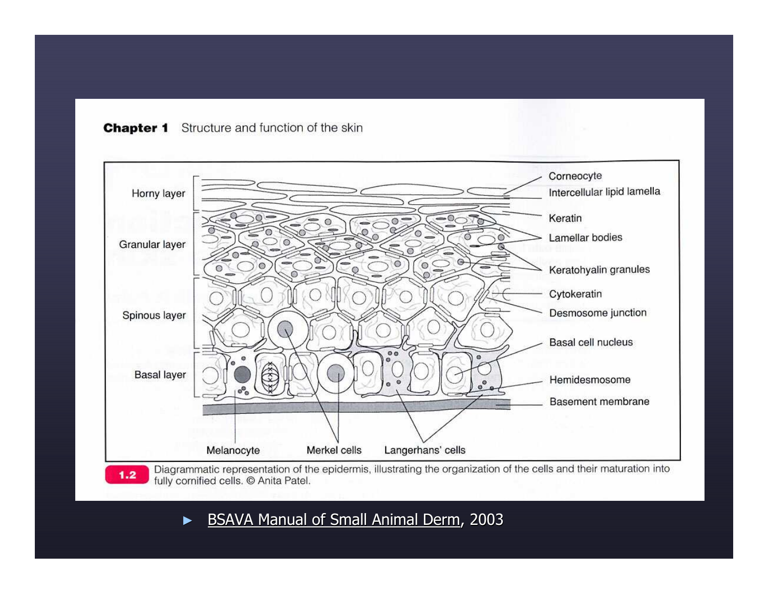**Chapter 1** Structure and function of the skin

Horny layer

Granular layer

Spinous layer

Basal layer

Corneocyte

Intercellular lipid lamella

Keratin

Lamellar bodies

Keratohyalin granules

Cytokeratin

Desmosome junction

Basal cell nucleus

Hemidesmosome

Basement membrane

Melanocyte

Merkel cells

Langerhans' cells

**1.2** Diagrammatic representation of the epidermis, illustrating the organization of the cells and their maturation into fully cornified cells. © Anita Patel.

- BSAVA Manual of Small Animal Derm, 2003